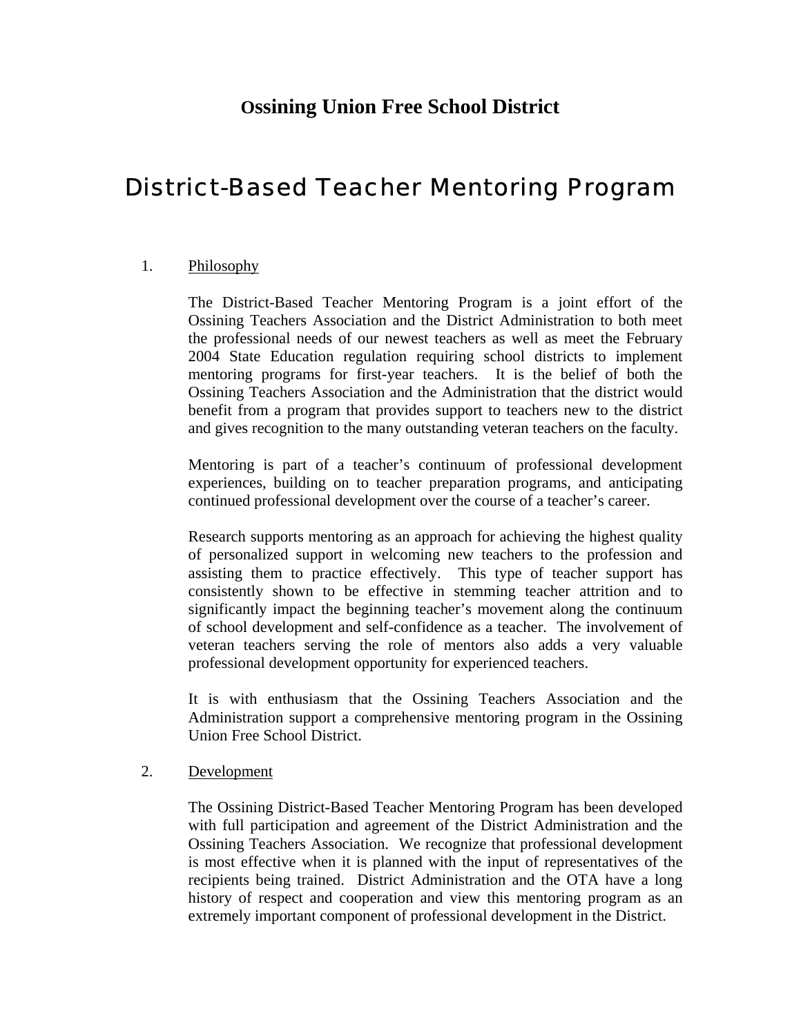## Ossining Union Free School District

# District-Based Teacher Mentoring Program

1. Philosophy

   The District-Based Teacher Mentoring Program is a joint effort of the Ossining Teachers Association and the District Administration to both meet the professional needs of our newest teachers as well as meet the February 2004 State Education regulation requiring school districts to implement mentoring programs for first-year teachers. It is the belief of both the Ossining Teachers Association and the Administration that the district would benefit from a program that provides support to teachers new to the district and gives recognition to the many outstanding veteran teachers on the faculty.

   Mentoring is part of a teacher's continuum of professional development experiences, building on to teacher preparation programs, and anticipating continued professional development over the course of a teacher's career.

   Research supports mentoring as an approach for achieving the highest quality of personalized support in welcoming new teachers to the profession and assisting them to practice effectively. This type of teacher support has consistently shown to be effective in stemming teacher attrition and to significantly impact the beginning teacher's movement along the continuum of school development and self-confidence as a teacher. The involvement of veteran teachers serving the role of mentors also adds a very valuable professional development opportunity for experienced teachers.

   It is with enthusiasm that the Ossining Teachers Association and the Administration support a comprehensive mentoring program in the Ossining Union Free School District.

2. Development

   The Ossining District-Based Teacher Mentoring Program has been developed with full participation and agreement of the District Administration and the Ossining Teachers Association. We recognize that professional development is most effective when it is planned with the input of representatives of the recipients being trained. District Administration and the OTA have a long history of respect and cooperation and view this mentoring program as an extremely important component of professional development in the District.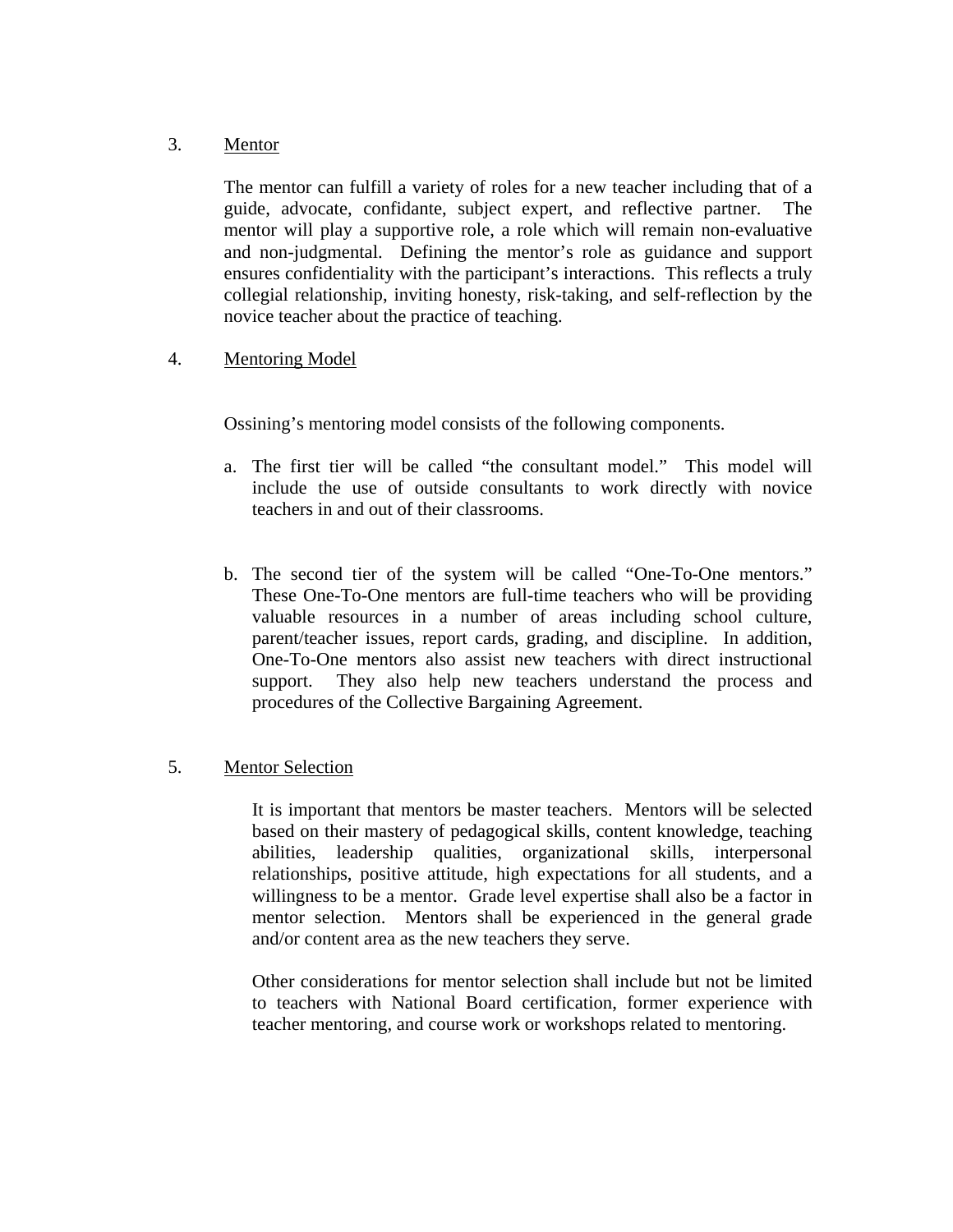3. <u>Mentor</u>

The mentor can fulfill a variety of roles for a new teacher including that of a guide, advocate, confidante, subject expert, and reflective partner. The mentor will play a supportive role, a role which will remain non-evaluative and non-judgmental. Defining the mentor's role as guidance and support ensures confidentiality with the participant's interactions. This reflects a truly collegial relationship, inviting honesty, risk-taking, and self-reflection by the novice teacher about the practice of teaching.

4. <u>Mentoring Model</u>

Ossining's mentoring model consists of the following components.

a. The first tier will be called "the consultant model." This model will include the use of outside consultants to work directly with novice teachers in and out of their classrooms.

b. The second tier of the system will be called "One-To-One mentors." These One-To-One mentors are full-time teachers who will be providing valuable resources in a number of areas including school culture, parent/teacher issues, report cards, grading, and discipline. In addition, One-To-One mentors also assist new teachers with direct instructional support. They also help new teachers understand the process and procedures of the Collective Bargaining Agreement.

5. <u>Mentor Selection</u>

It is important that mentors be master teachers. Mentors will be selected based on their mastery of pedagogical skills, content knowledge, teaching abilities, leadership qualities, organizational skills, interpersonal relationships, positive attitude, high expectations for all students, and a willingness to be a mentor. Grade level expertise shall also be a factor in mentor selection. Mentors shall be experienced in the general grade and/or content area as the new teachers they serve.

Other considerations for mentor selection shall include but not be limited to teachers with National Board certification, former experience with teacher mentoring, and course work or workshops related to mentoring.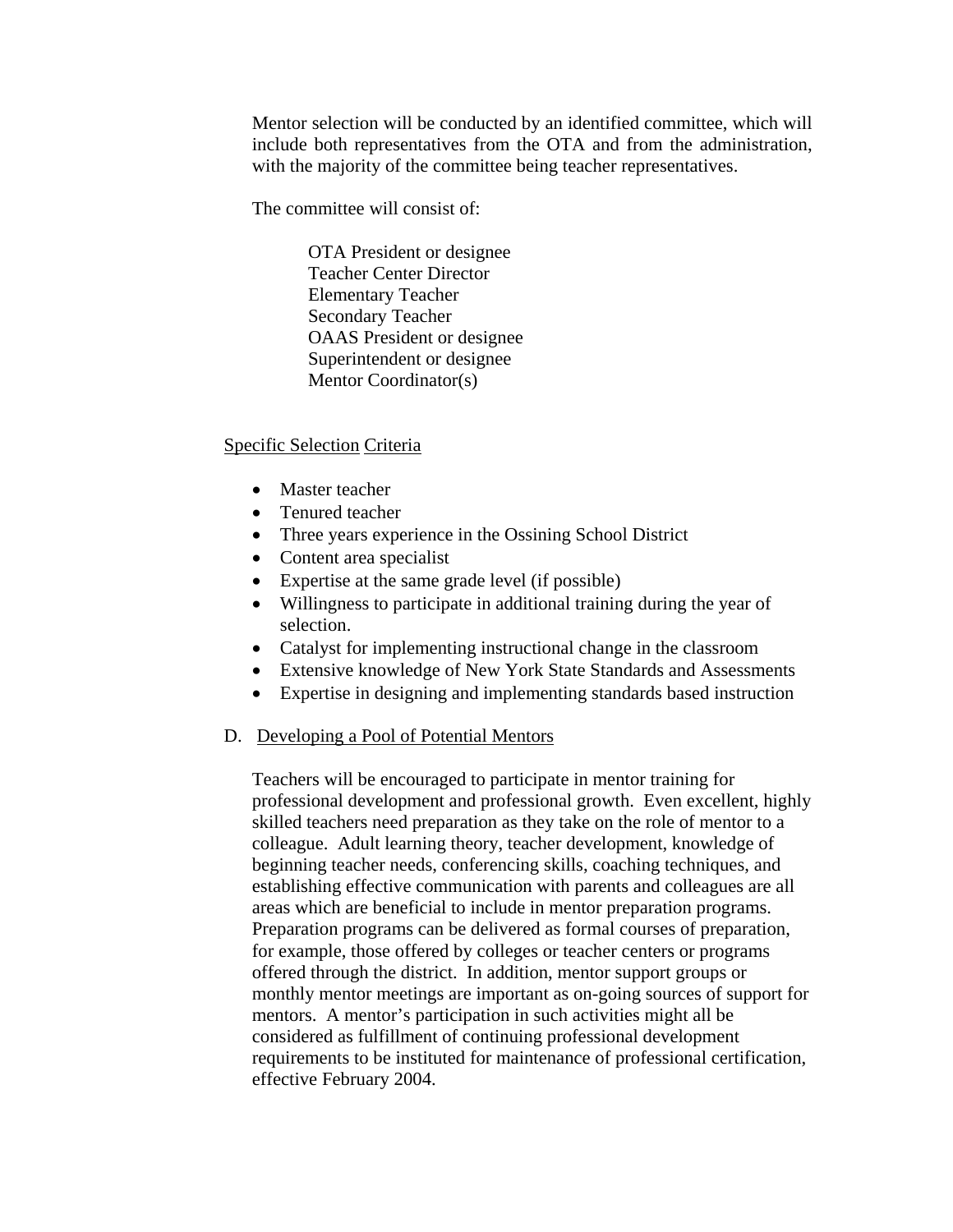Mentor selection will be conducted by an identified committee, which will include both representatives from the OTA and from the administration, with the majority of the committee being teacher representatives.

The committee will consist of:

- OTA President or designee
- Teacher Center Director
- Elementary Teacher
- Secondary Teacher
- OAAS President or designee
- Superintendent or designee
- Mentor Coordinator(s)

Specific Selection Criteria

- Master teacher
- Tenured teacher
- Three years experience in the Ossining School District
- Content area specialist
- Expertise at the same grade level (if possible)
- Willingness to participate in additional training during the year of selection.
- Catalyst for implementing instructional change in the classroom
- Extensive knowledge of New York State Standards and Assessments
- Expertise in designing and implementing standards based instruction

D. Developing a Pool of Potential Mentors

Teachers will be encouraged to participate in mentor training for professional development and professional growth. Even excellent, highly skilled teachers need preparation as they take on the role of mentor to a colleague. Adult learning theory, teacher development, knowledge of beginning teacher needs, conferencing skills, coaching techniques, and establishing effective communication with parents and colleagues are all areas which are beneficial to include in mentor preparation programs. Preparation programs can be delivered as formal courses of preparation, for example, those offered by colleges or teacher centers or programs offered through the district. In addition, mentor support groups or monthly mentor meetings are important as on-going sources of support for mentors. A mentor's participation in such activities might all be considered as fulfillment of continuing professional development requirements to be instituted for maintenance of professional certification, effective February 2004.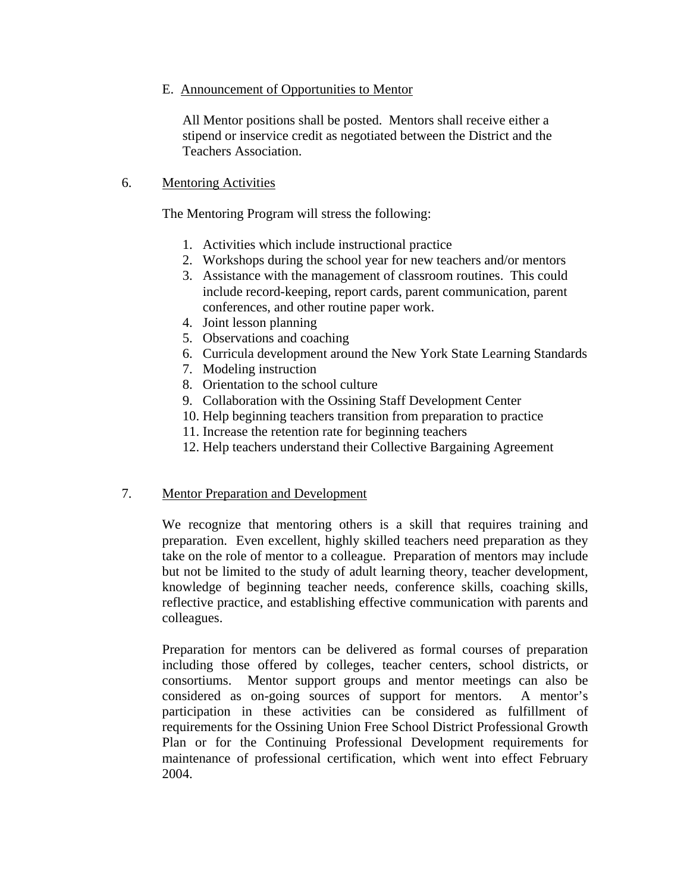E. Announcement of Opportunities to Mentor

All Mentor positions shall be posted. Mentors shall receive either a stipend or inservice credit as negotiated between the District and the Teachers Association.

6. Mentoring Activities

The Mentoring Program will stress the following:

1. Activities which include instructional practice
2. Workshops during the school year for new teachers and/or mentors
3. Assistance with the management of classroom routines. This could include record-keeping, report cards, parent communication, parent conferences, and other routine paper work.
4. Joint lesson planning
5. Observations and coaching
6. Curricula development around the New York State Learning Standards
7. Modeling instruction
8. Orientation to the school culture
9. Collaboration with the Ossining Staff Development Center
10. Help beginning teachers transition from preparation to practice
11. Increase the retention rate for beginning teachers
12. Help teachers understand their Collective Bargaining Agreement

7. Mentor Preparation and Development

We recognize that mentoring others is a skill that requires training and preparation. Even excellent, highly skilled teachers need preparation as they take on the role of mentor to a colleague. Preparation of mentors may include but not be limited to the study of adult learning theory, teacher development, knowledge of beginning teacher needs, conference skills, coaching skills, reflective practice, and establishing effective communication with parents and colleagues.

Preparation for mentors can be delivered as formal courses of preparation including those offered by colleges, teacher centers, school districts, or consortiums. Mentor support groups and mentor meetings can also be considered as on-going sources of support for mentors. A mentor's participation in these activities can be considered as fulfillment of requirements for the Ossining Union Free School District Professional Growth Plan or for the Continuing Professional Development requirements for maintenance of professional certification, which went into effect February 2004.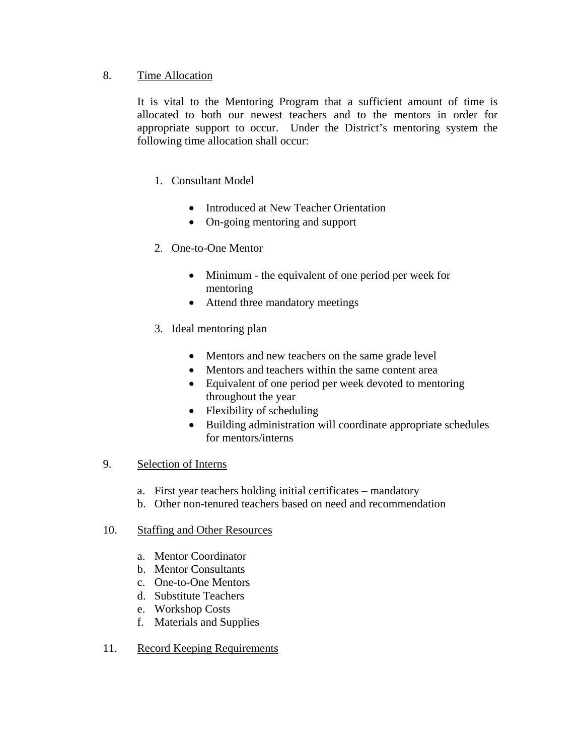8. <u>Time Allocation</u>

   It is vital to the Mentoring Program that a sufficient amount of time is allocated to both our newest teachers and to the mentors in order for appropriate support to occur. Under the District's mentoring system the following time allocation shall occur:

   1. Consultant Model

      - Introduced at New Teacher Orientation
      - On-going mentoring and support

   2. One-to-One Mentor

      - Minimum - the equivalent of one period per week for mentoring
      - Attend three mandatory meetings

   3. Ideal mentoring plan

      - Mentors and new teachers on the same grade level
      - Mentors and teachers within the same content area
      - Equivalent of one period per week devoted to mentoring throughout the year
      - Flexibility of scheduling
      - Building administration will coordinate appropriate schedules for mentors/interns

9. <u>Selection of Interns</u>

   a. First year teachers holding initial certificates – mandatory
   b. Other non-tenured teachers based on need and recommendation

10. <u>Staffing and Other Resources</u>

    a. Mentor Coordinator
    b. Mentor Consultants
    c. One-to-One Mentors
    d. Substitute Teachers
    e. Workshop Costs
    f. Materials and Supplies

11. <u>Record Keeping Requirements</u>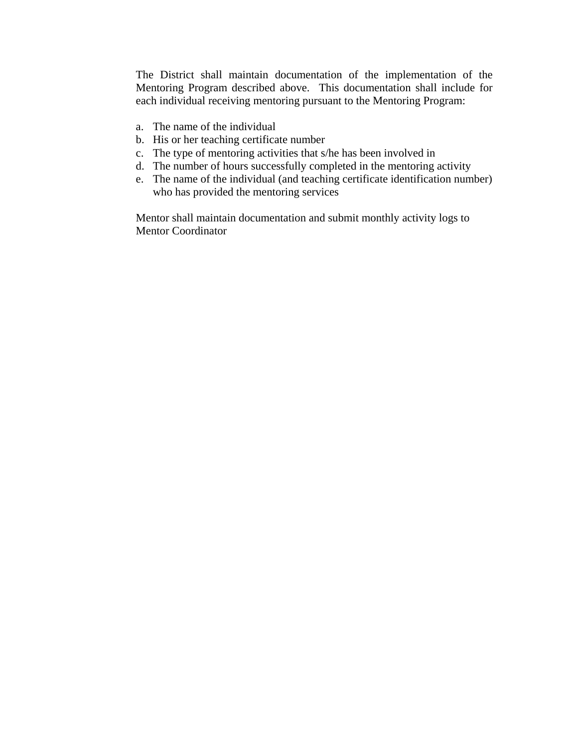The District shall maintain documentation of the implementation of the Mentoring Program described above. This documentation shall include for each individual receiving mentoring pursuant to the Mentoring Program:

a. The name of the individual
b. His or her teaching certificate number
c. The type of mentoring activities that s/he has been involved in
d. The number of hours successfully completed in the mentoring activity
e. The name of the individual (and teaching certificate identification number) who has provided the mentoring services

Mentor shall maintain documentation and submit monthly activity logs to Mentor Coordinator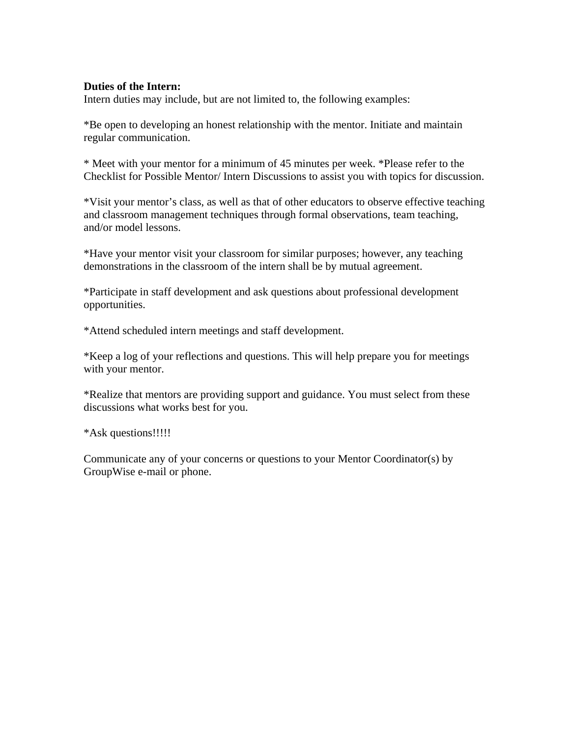**Duties of the Intern:**
Intern duties may include, but are not limited to, the following examples:

*Be open to developing an honest relationship with the mentor. Initiate and maintain regular communication.

* Meet with your mentor for a minimum of 45 minutes per week. *Please refer to the Checklist for Possible Mentor/ Intern Discussions to assist you with topics for discussion.

*Visit your mentor's class, as well as that of other educators to observe effective teaching and classroom management techniques through formal observations, team teaching, and/or model lessons.

*Have your mentor visit your classroom for similar purposes; however, any teaching demonstrations in the classroom of the intern shall be by mutual agreement.

*Participate in staff development and ask questions about professional development opportunities.

*Attend scheduled intern meetings and staff development.

*Keep a log of your reflections and questions. This will help prepare you for meetings with your mentor.

*Realize that mentors are providing support and guidance. You must select from these discussions what works best for you.

*Ask questions!!!!!

Communicate any of your concerns or questions to your Mentor Coordinator(s) by GroupWise e-mail or phone.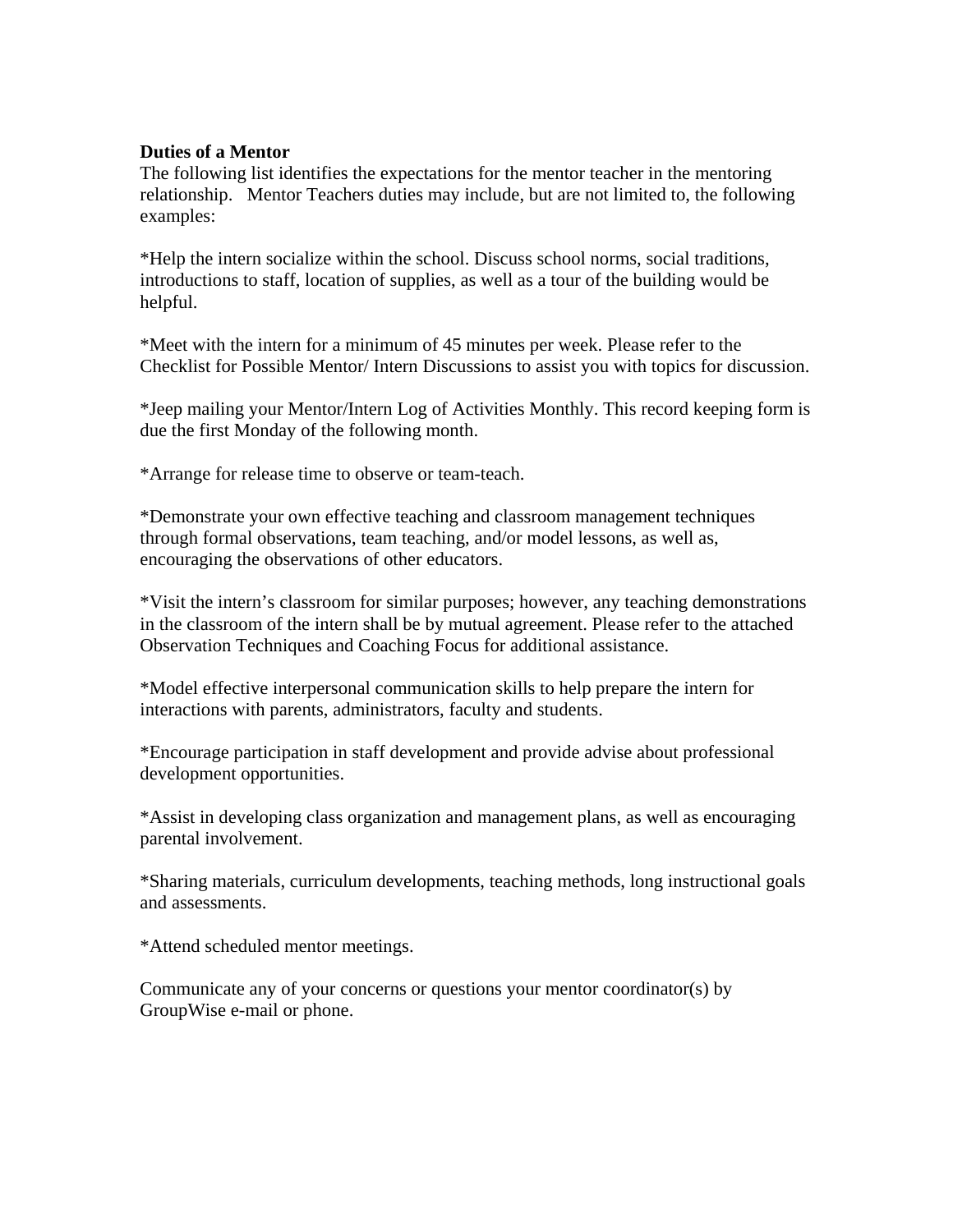**Duties of a Mentor**

The following list identifies the expectations for the mentor teacher in the mentoring relationship.   Mentor Teachers duties may include, but are not limited to, the following examples:

*Help the intern socialize within the school. Discuss school norms, social traditions, introductions to staff, location of supplies, as well as a tour of the building would be helpful.

*Meet with the intern for a minimum of 45 minutes per week. Please refer to the Checklist for Possible Mentor/ Intern Discussions to assist you with topics for discussion.

*Jeep mailing your Mentor/Intern Log of Activities Monthly. This record keeping form is due the first Monday of the following month.

*Arrange for release time to observe or team-teach.

*Demonstrate your own effective teaching and classroom management techniques through formal observations, team teaching, and/or model lessons, as well as, encouraging the observations of other educators.

*Visit the intern's classroom for similar purposes; however, any teaching demonstrations in the classroom of the intern shall be by mutual agreement. Please refer to the attached Observation Techniques and Coaching Focus for additional assistance.

*Model effective interpersonal communication skills to help prepare the intern for interactions with parents, administrators, faculty and students.

*Encourage participation in staff development and provide advise about professional development opportunities.

*Assist in developing class organization and management plans, as well as encouraging parental involvement.

*Sharing materials, curriculum developments, teaching methods, long instructional goals and assessments.

*Attend scheduled mentor meetings.

Communicate any of your concerns or questions your mentor coordinator(s) by GroupWise e-mail or phone.